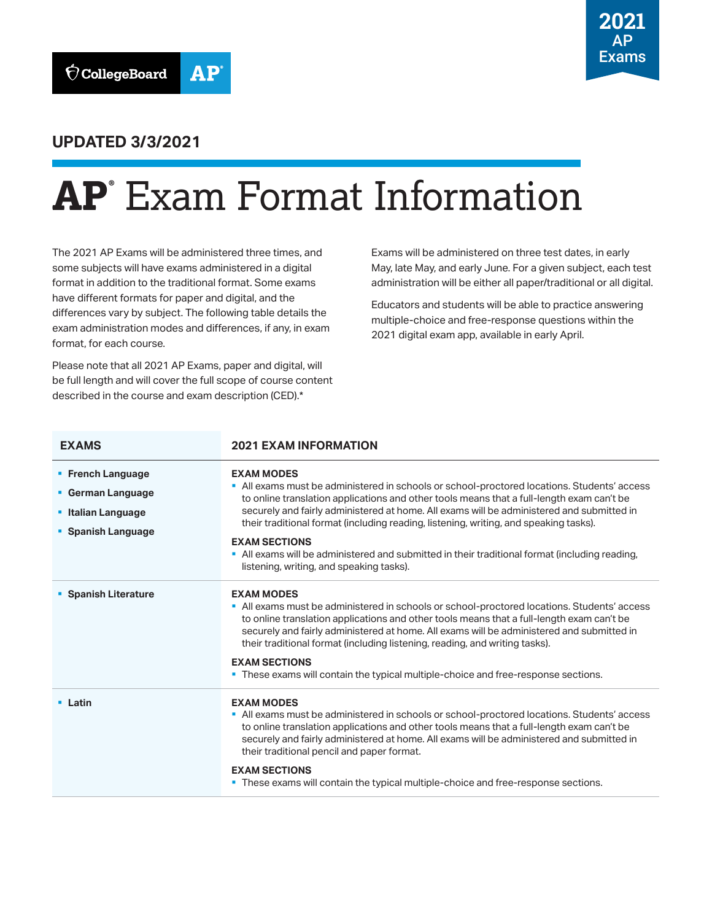2021 AP Exams

**UPDATED 3/3/2021**

# AP® Exam Format Information

The 2021 AP Exams will be administered three times, and some subjects will have exams administered in a digital format in addition to the traditional format. Some exams have different formats for paper and digital, and the differences vary by subject. The following table details the exam administration modes and differences, if any, in exam format, for each course.

Please note that all 2021 AP Exams, paper and digital, will be full length and will cover the full scope of course content described in the course and exam description (CED).*

Exams will be administered on three test dates, in early May, late May, and early June. For a given subject, each test administration will be either all paper/traditional or all digital.

Educators and students will be able to practice answering multiple-choice and free-response questions within the 2021 digital exam app, available in early April.

| EXAMS | 2021 EXAM INFORMATION |
|---|---|
| **French Language**<br>**German Language**<br>**Italian Language**<br>**Spanish Language** | **EXAM MODES**<br>All exams must be administered in schools or school-proctored locations. Students' access to online translation applications and other tools means that a full-length exam can't be securely and fairly administered at home. All exams will be administered and submitted in their traditional format (including reading, listening, writing, and speaking tasks).<br>**EXAM SECTIONS**<br>All exams will be administered and submitted in their traditional format (including reading, listening, writing, and speaking tasks). |
| **Spanish Literature** | **EXAM MODES**<br>All exams must be administered in schools or school-proctored locations. Students' access to online translation applications and other tools means that a full-length exam can't be securely and fairly administered at home. All exams will be administered and submitted in their traditional format (including listening, reading, and writing tasks).<br>**EXAM SECTIONS**<br>These exams will contain the typical multiple-choice and free-response sections. |
| **Latin** | **EXAM MODES**<br>All exams must be administered in schools or school-proctored locations. Students' access to online translation applications and other tools means that a full-length exam can't be securely and fairly administered at home. All exams will be administered and submitted in their traditional pencil and paper format.<br>**EXAM SECTIONS**<br>These exams will contain the typical multiple-choice and free-response sections. |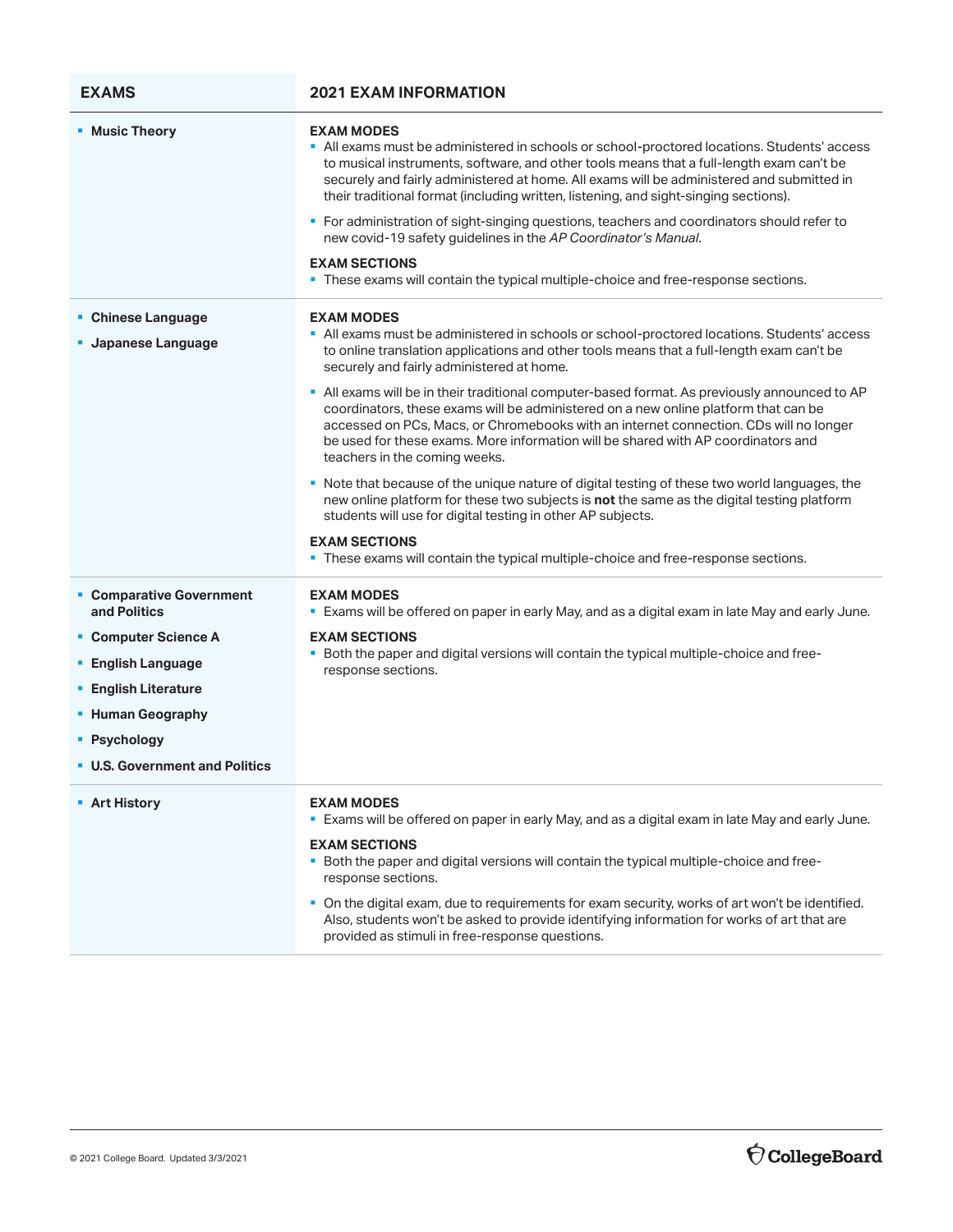| EXAMS | 2021 EXAM INFORMATION |
| --- | --- |
| ▪ **Music Theory** | **EXAM MODES**<br>▪ All exams must be administered in schools or school-proctored locations. Students' access to musical instruments, software, and other tools means that a full-length exam can't be securely and fairly administered at home. All exams will be administered and submitted in their traditional format (including written, listening, and sight-singing sections).<br>▪ For administration of sight-singing questions, teachers and coordinators should refer to new covid-19 safety guidelines in the *AP Coordinator's Manual*.<br>**EXAM SECTIONS**<br>▪ These exams will contain the typical multiple-choice and free-response sections. |
| ▪ **Chinese Language**<br>▪ **Japanese Language** | **EXAM MODES**<br>▪ All exams must be administered in schools or school-proctored locations. Students' access to online translation applications and other tools means that a full-length exam can't be securely and fairly administered at home.<br>▪ All exams will be in their traditional computer-based format. As previously announced to AP coordinators, these exams will be administered on a new online platform that can be accessed on PCs, Macs, or Chromebooks with an internet connection. CDs will no longer be used for these exams. More information will be shared with AP coordinators and teachers in the coming weeks.<br>▪ Note that because of the unique nature of digital testing of these two world languages, the new online platform for these two subjects is **not** the same as the digital testing platform students will use for digital testing in other AP subjects.<br>**EXAM SECTIONS**<br>▪ These exams will contain the typical multiple-choice and free-response sections. |
| ▪ **Comparative Government and Politics**<br>▪ **Computer Science A**<br>▪ **English Language**<br>▪ **English Literature**<br>▪ **Human Geography**<br>▪ **Psychology**<br>▪ **U.S. Government and Politics** | **EXAM MODES**<br>▪ Exams will be offered on paper in early May, and as a digital exam in late May and early June.<br>**EXAM SECTIONS**<br>▪ Both the paper and digital versions will contain the typical multiple-choice and free-response sections. |
| ▪ **Art History** | **EXAM MODES**<br>▪ Exams will be offered on paper in early May, and as a digital exam in late May and early June.<br>**EXAM SECTIONS**<br>▪ Both the paper and digital versions will contain the typical multiple-choice and free-response sections.<br>▪ On the digital exam, due to requirements for exam security, works of art won't be identified. Also, students won't be asked to provide identifying information for works of art that are provided as stimuli in free-response questions. |

© 2021 College Board. Updated 3/3/2021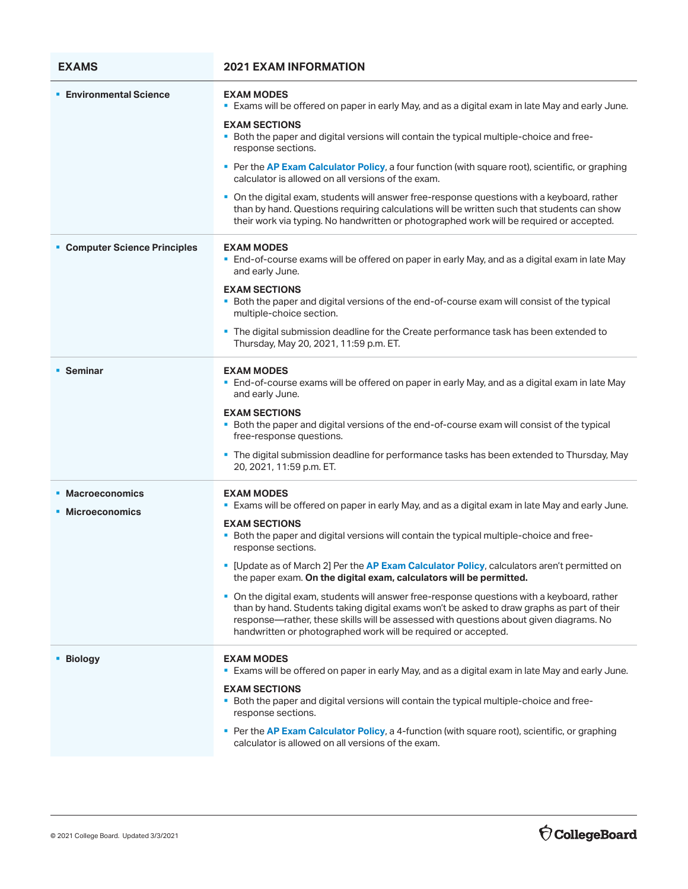| EXAMS | 2021 EXAM INFORMATION |
|---|---|
| ▪ **Environmental Science** | **EXAM MODES**<br>▪ Exams will be offered on paper in early May, and as a digital exam in late May and early June.<br>**EXAM SECTIONS**<br>▪ Both the paper and digital versions will contain the typical multiple-choice and free-response sections.<br>▪ Per the **AP Exam Calculator Policy**, a four function (with square root), scientific, or graphing calculator is allowed on all versions of the exam.<br>▪ On the digital exam, students will answer free-response questions with a keyboard, rather than by hand. Questions requiring calculations will be written such that students can show their work via typing. No handwritten or photographed work will be required or accepted. |
| ▪ **Computer Science Principles** | **EXAM MODES**<br>▪ End-of-course exams will be offered on paper in early May, and as a digital exam in late May and early June.<br>**EXAM SECTIONS**<br>▪ Both the paper and digital versions of the end-of-course exam will consist of the typical multiple-choice section.<br>▪ The digital submission deadline for the Create performance task has been extended to Thursday, May 20, 2021, 11:59 p.m. ET. |
| ▪ **Seminar** | **EXAM MODES**<br>▪ End-of-course exams will be offered on paper in early May, and as a digital exam in late May and early June.<br>**EXAM SECTIONS**<br>▪ Both the paper and digital versions of the end-of-course exam will consist of the typical free-response questions.<br>▪ The digital submission deadline for performance tasks has been extended to Thursday, May 20, 2021, 11:59 p.m. ET. |
| ▪ **Macroeconomics**<br>▪ **Microeconomics** | **EXAM MODES**<br>▪ Exams will be offered on paper in early May, and as a digital exam in late May and early June.<br>**EXAM SECTIONS**<br>▪ Both the paper and digital versions will contain the typical multiple-choice and free-response sections.<br>▪ [Update as of March 2] Per the **AP Exam Calculator Policy**, calculators aren't permitted on the paper exam. **On the digital exam, calculators will be permitted.**<br>▪ On the digital exam, students will answer free-response questions with a keyboard, rather than by hand. Students taking digital exams won't be asked to draw graphs as part of their response—rather, these skills will be assessed with questions about given diagrams. No handwritten or photographed work will be required or accepted. |
| ▪ **Biology** | **EXAM MODES**<br>▪ Exams will be offered on paper in early May, and as a digital exam in late May and early June.<br>**EXAM SECTIONS**<br>▪ Both the paper and digital versions will contain the typical multiple-choice and free-response sections.<br>▪ Per the **AP Exam Calculator Policy**, a 4-function (with square root), scientific, or graphing calculator is allowed on all versions of the exam. |

© 2021 College Board. Updated 3/3/2021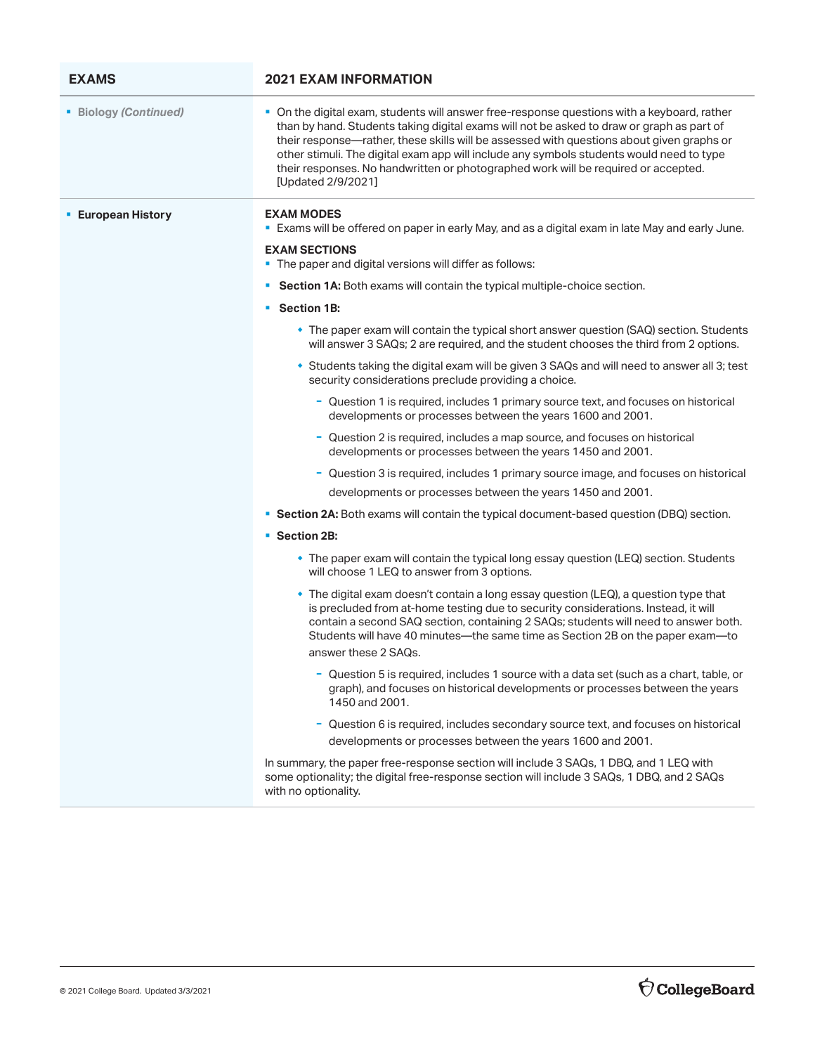| EXAMS | 2021 EXAM INFORMATION |
| --- | --- |
| ▪ *Biology (Continued)* | ▪ On the digital exam, students will answer free-response questions with a keyboard, rather than by hand. Students taking digital exams will not be asked to draw or graph as part of their response—rather, these skills will be assessed with questions about given graphs or other stimuli. The digital exam app will include any symbols students would need to type their responses. No handwritten or photographed work will be required or accepted. [Updated 2/9/2021] |
| ▪ **European History** | **EXAM MODES**<br>▪ Exams will be offered on paper in early May, and as a digital exam in late May and early June.<br><br>**EXAM SECTIONS**<br>▪ The paper and digital versions will differ as follows:<br>▪ **Section 1A:** Both exams will contain the typical multiple-choice section.<br>▪ **Section 1B:**<br>◆ The paper exam will contain the typical short answer question (SAQ) section. Students will answer 3 SAQs; 2 are required, and the student chooses the third from 2 options.<br>◆ Students taking the digital exam will be given 3 SAQs and will need to answer all 3; test security considerations preclude providing a choice.<br>– Question 1 is required, includes 1 primary source text, and focuses on historical developments or processes between the years 1600 and 2001.<br>– Question 2 is required, includes a map source, and focuses on historical developments or processes between the years 1450 and 2001.<br>– Question 3 is required, includes 1 primary source image, and focuses on historical developments or processes between the years 1450 and 2001.<br>▪ **Section 2A:** Both exams will contain the typical document-based question (DBQ) section.<br>▪ **Section 2B:**<br>◆ The paper exam will contain the typical long essay question (LEQ) section. Students will choose 1 LEQ to answer from 3 options.<br>◆ The digital exam doesn't contain a long essay question (LEQ), a question type that is precluded from at-home testing due to security considerations. Instead, it will contain a second SAQ section, containing 2 SAQs; students will need to answer both. Students will have 40 minutes—the same time as Section 2B on the paper exam—to answer these 2 SAQs.<br>– Question 5 is required, includes 1 source with a data set (such as a chart, table, or graph), and focuses on historical developments or processes between the years 1450 and 2001.<br>– Question 6 is required, includes secondary source text, and focuses on historical developments or processes between the years 1600 and 2001.<br><br>In summary, the paper free-response section will include 3 SAQs, 1 DBQ, and 1 LEQ with some optionality; the digital free-response section will include 3 SAQs, 1 DBQ, and 2 SAQs with no optionality. |

© 2021 College Board. Updated 3/3/2021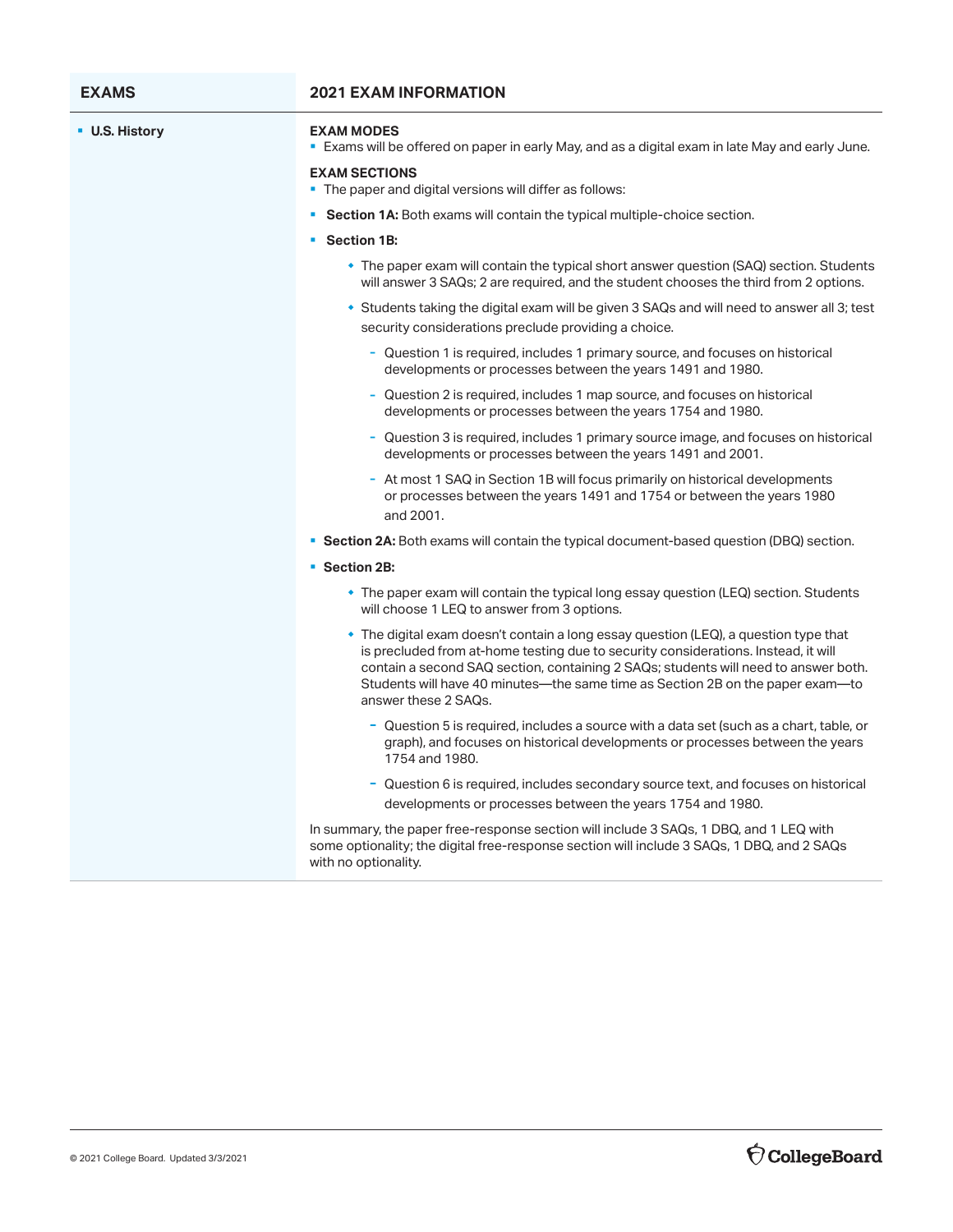| EXAMS | 2021 EXAM INFORMATION |
| --- | --- |
| ▪ **U.S. History** | **EXAM MODES**<br>▪ Exams will be offered on paper in early May, and as a digital exam in late May and early June.<br><br>**EXAM SECTIONS**<br>▪ The paper and digital versions will differ as follows:<br>▪ **Section 1A:** Both exams will contain the typical multiple-choice section.<br>▪ **Section 1B:**<br>◆ The paper exam will contain the typical short answer question (SAQ) section. Students will answer 3 SAQs; 2 are required, and the student chooses the third from 2 options.<br>◆ Students taking the digital exam will be given 3 SAQs and will need to answer all 3; test security considerations preclude providing a choice.<br>– Question 1 is required, includes 1 primary source, and focuses on historical developments or processes between the years 1491 and 1980.<br>– Question 2 is required, includes 1 map source, and focuses on historical developments or processes between the years 1754 and 1980.<br>– Question 3 is required, includes 1 primary source image, and focuses on historical developments or processes between the years 1491 and 2001.<br>– At most 1 SAQ in Section 1B will focus primarily on historical developments or processes between the years 1491 and 1754 or between the years 1980 and 2001.<br>▪ **Section 2A:** Both exams will contain the typical document-based question (DBQ) section.<br>▪ **Section 2B:**<br>◆ The paper exam will contain the typical long essay question (LEQ) section. Students will choose 1 LEQ to answer from 3 options.<br>◆ The digital exam doesn't contain a long essay question (LEQ), a question type that is precluded from at-home testing due to security considerations. Instead, it will contain a second SAQ section, containing 2 SAQs; students will need to answer both. Students will have 40 minutes—the same time as Section 2B on the paper exam—to answer these 2 SAQs.<br>– Question 5 is required, includes a source with a data set (such as a chart, table, or graph), and focuses on historical developments or processes between the years 1754 and 1980.<br>– Question 6 is required, includes secondary source text, and focuses on historical developments or processes between the years 1754 and 1980.<br><br>In summary, the paper free-response section will include 3 SAQs, 1 DBQ, and 1 LEQ with some optionality; the digital free-response section will include 3 SAQs, 1 DBQ, and 2 SAQs with no optionality. |

© 2021 College Board. Updated 3/3/2021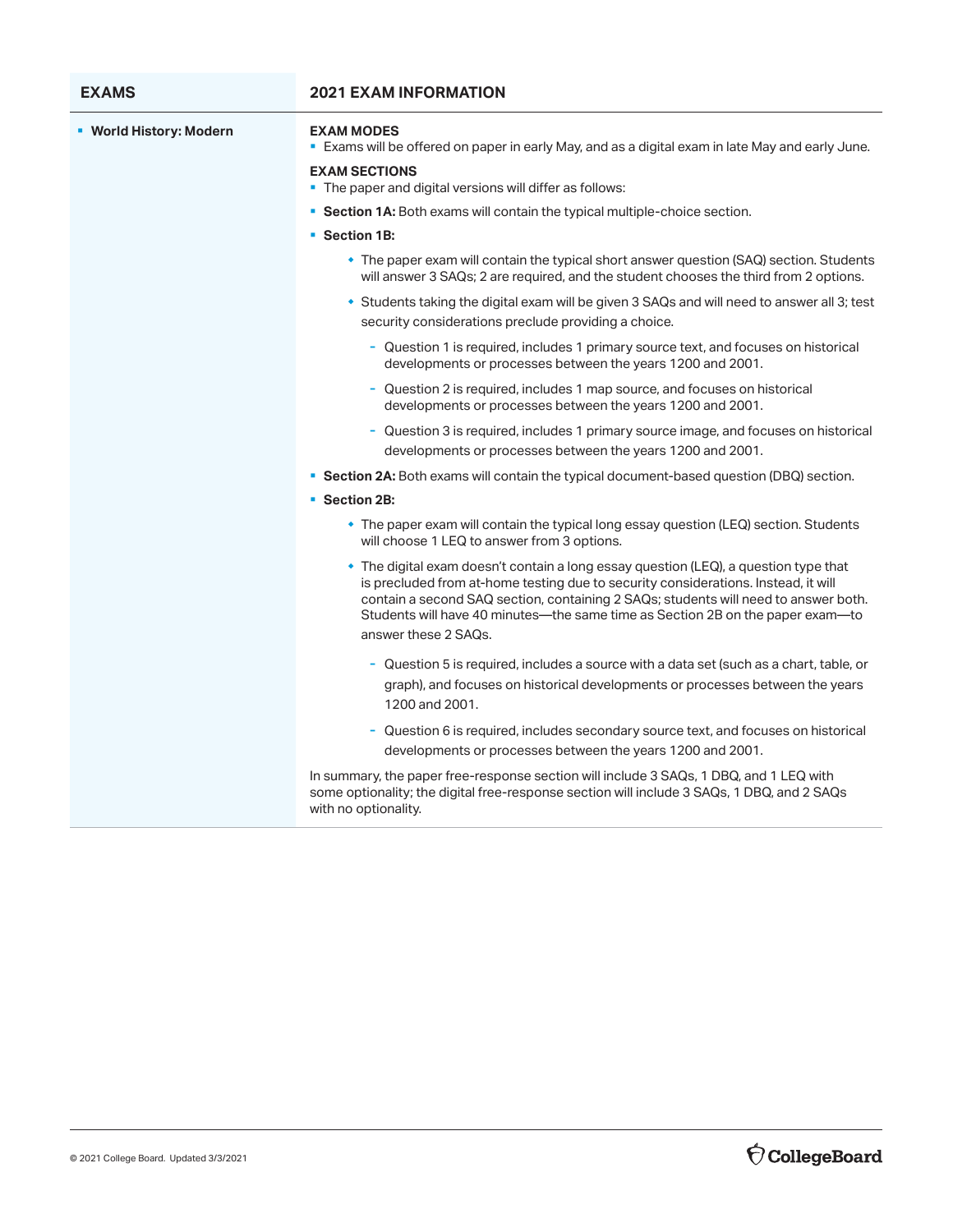| EXAMS | 2021 EXAM INFORMATION |
|---|---|
| ▪ **World History: Modern** | **EXAM MODES**<br>▪ Exams will be offered on paper in early May, and as a digital exam in late May and early June.<br>**EXAM SECTIONS**<br>▪ The paper and digital versions will differ as follows:<br>▪ **Section 1A:** Both exams will contain the typical multiple-choice section.<br>▪ **Section 1B:**<br>◆ The paper exam will contain the typical short answer question (SAQ) section. Students will answer 3 SAQs; 2 are required, and the student chooses the third from 2 options.<br>◆ Students taking the digital exam will be given 3 SAQs and will need to answer all 3; test security considerations preclude providing a choice.<br>- Question 1 is required, includes 1 primary source text, and focuses on historical developments or processes between the years 1200 and 2001.<br>- Question 2 is required, includes 1 map source, and focuses on historical developments or processes between the years 1200 and 2001.<br>- Question 3 is required, includes 1 primary source image, and focuses on historical developments or processes between the years 1200 and 2001.<br>▪ **Section 2A:** Both exams will contain the typical document-based question (DBQ) section.<br>▪ **Section 2B:**<br>◆ The paper exam will contain the typical long essay question (LEQ) section. Students will choose 1 LEQ to answer from 3 options.<br>◆ The digital exam doesn't contain a long essay question (LEQ), a question type that is precluded from at-home testing due to security considerations. Instead, it will contain a second SAQ section, containing 2 SAQs; students will need to answer both. Students will have 40 minutes—the same time as Section 2B on the paper exam—to answer these 2 SAQs.<br>- Question 5 is required, includes a source with a data set (such as a chart, table, or graph), and focuses on historical developments or processes between the years 1200 and 2001.<br>- Question 6 is required, includes secondary source text, and focuses on historical developments or processes between the years 1200 and 2001.<br>In summary, the paper free-response section will include 3 SAQs, 1 DBQ, and 1 LEQ with some optionality; the digital free-response section will include 3 SAQs, 1 DBQ, and 2 SAQs with no optionality. |

© 2021 College Board. Updated 3/3/2021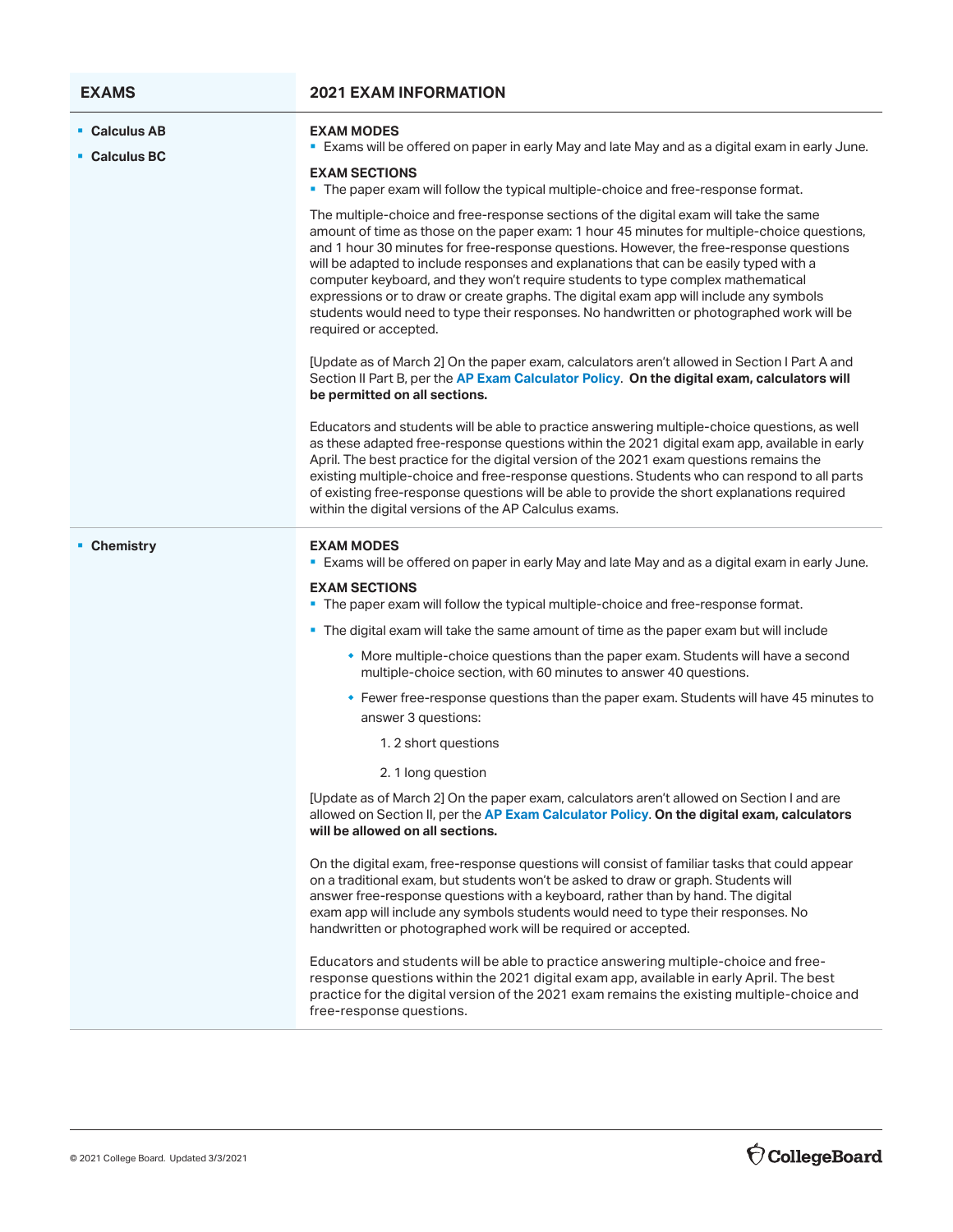| EXAMS | 2021 EXAM INFORMATION |
|---|---|
| ▪ **Calculus AB**<br>▪ **Calculus BC** | **EXAM MODES**<br>▪ Exams will be offered on paper in early May and late May and as a digital exam in early June.<br><br>**EXAM SECTIONS**<br>▪ The paper exam will follow the typical multiple-choice and free-response format.<br><br>The multiple-choice and free-response sections of the digital exam will take the same amount of time as those on the paper exam: 1 hour 45 minutes for multiple-choice questions, and 1 hour 30 minutes for free-response questions. However, the free-response questions will be adapted to include responses and explanations that can be easily typed with a computer keyboard, and they won't require students to type complex mathematical expressions or to draw or create graphs. The digital exam app will include any symbols students would need to type their responses. No handwritten or photographed work will be required or accepted.<br><br>[Update as of March 2] On the paper exam, calculators aren't allowed in Section I Part A and Section II Part B, per the **AP Exam Calculator Policy**. **On the digital exam, calculators will be permitted on all sections.**<br><br>Educators and students will be able to practice answering multiple-choice questions, as well as these adapted free-response questions within the 2021 digital exam app, available in early April. The best practice for the digital version of the 2021 exam questions remains the existing multiple-choice and free-response questions. Students who can respond to all parts of existing free-response questions will be able to provide the short explanations required within the digital versions of the AP Calculus exams. |
| ▪ **Chemistry** | **EXAM MODES**<br>▪ Exams will be offered on paper in early May and late May and as a digital exam in early June.<br><br>**EXAM SECTIONS**<br>▪ The paper exam will follow the typical multiple-choice and free-response format.<br>▪ The digital exam will take the same amount of time as the paper exam but will include<br>  ◆ More multiple-choice questions than the paper exam. Students will have a second multiple-choice section, with 60 minutes to answer 40 questions.<br>  ◆ Fewer free-response questions than the paper exam. Students will have 45 minutes to answer 3 questions:<br>    1. 2 short questions<br>    2. 1 long question<br><br>[Update as of March 2] On the paper exam, calculators aren't allowed on Section I and are allowed on Section II, per the **AP Exam Calculator Policy**. **On the digital exam, calculators will be allowed on all sections.**<br><br>On the digital exam, free-response questions will consist of familiar tasks that could appear on a traditional exam, but students won't be asked to draw or graph. Students will answer free-response questions with a keyboard, rather than by hand. The digital exam app will include any symbols students would need to type their responses. No handwritten or photographed work will be required or accepted.<br><br>Educators and students will be able to practice answering multiple-choice and free-response questions within the 2021 digital exam app, available in early April. The best practice for the digital version of the 2021 exam remains the existing multiple-choice and free-response questions. |

© 2021 College Board. Updated 3/3/2021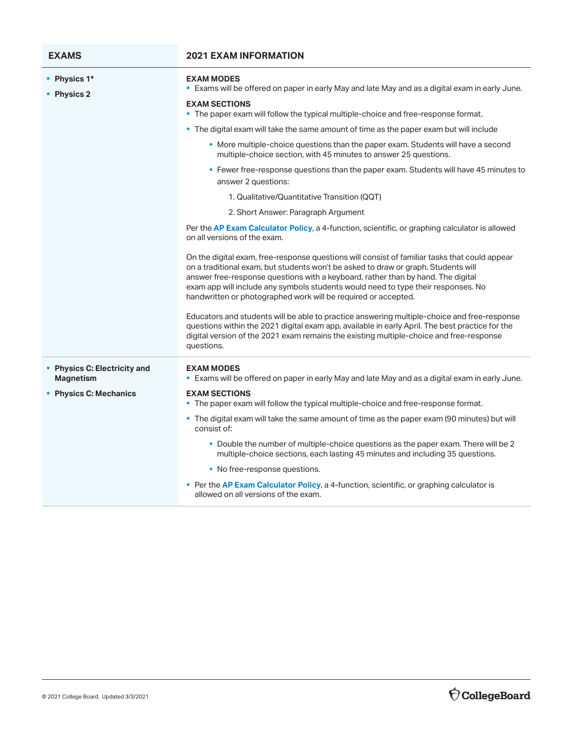| EXAMS | 2021 EXAM INFORMATION |
|---|---|
| ▪ Physics 1*<br>▪ Physics 2 | **EXAM MODES**<br>▪ Exams will be offered on paper in early May and late May and as a digital exam in early June.<br>**EXAM SECTIONS**<br>▪ The paper exam will follow the typical multiple-choice and free-response format.<br>▪ The digital exam will take the same amount of time as the paper exam but will include<br>◆ More multiple-choice questions than the paper exam. Students will have a second multiple-choice section, with 45 minutes to answer 25 questions.<br>◆ Fewer free-response questions than the paper exam. Students will have 45 minutes to answer 2 questions:<br>1. Qualitative/Quantitative Transition (QQT)<br>2. Short Answer: Paragraph Argument<br>Per the **AP Exam Calculator Policy**, a 4-function, scientific, or graphing calculator is allowed on all versions of the exam.<br><br>On the digital exam, free-response questions will consist of familiar tasks that could appear on a traditional exam, but students won't be asked to draw or graph. Students will answer free-response questions with a keyboard, rather than by hand. The digital exam app will include any symbols students would need to type their responses. No handwritten or photographed work will be required or accepted.<br><br>Educators and students will be able to practice answering multiple-choice and free-response questions within the 2021 digital exam app, available in early April. The best practice for the digital version of the 2021 exam remains the existing multiple-choice and free-response questions. |
| ▪ Physics C: Electricity and Magnetism<br>▪ Physics C: Mechanics | **EXAM MODES**<br>▪ Exams will be offered on paper in early May and late May and as a digital exam in early June.<br>**EXAM SECTIONS**<br>▪ The paper exam will follow the typical multiple-choice and free-response format.<br>▪ The digital exam will take the same amount of time as the paper exam (90 minutes) but will consist of:<br>◆ Double the number of multiple-choice questions as the paper exam. There will be 2 multiple-choice sections, each lasting 45 minutes and including 35 questions.<br>◆ No free-response questions.<br>▪ Per the **AP Exam Calculator Policy**, a 4-function, scientific, or graphing calculator is allowed on all versions of the exam. |

© 2021 College Board. Updated 3/3/2021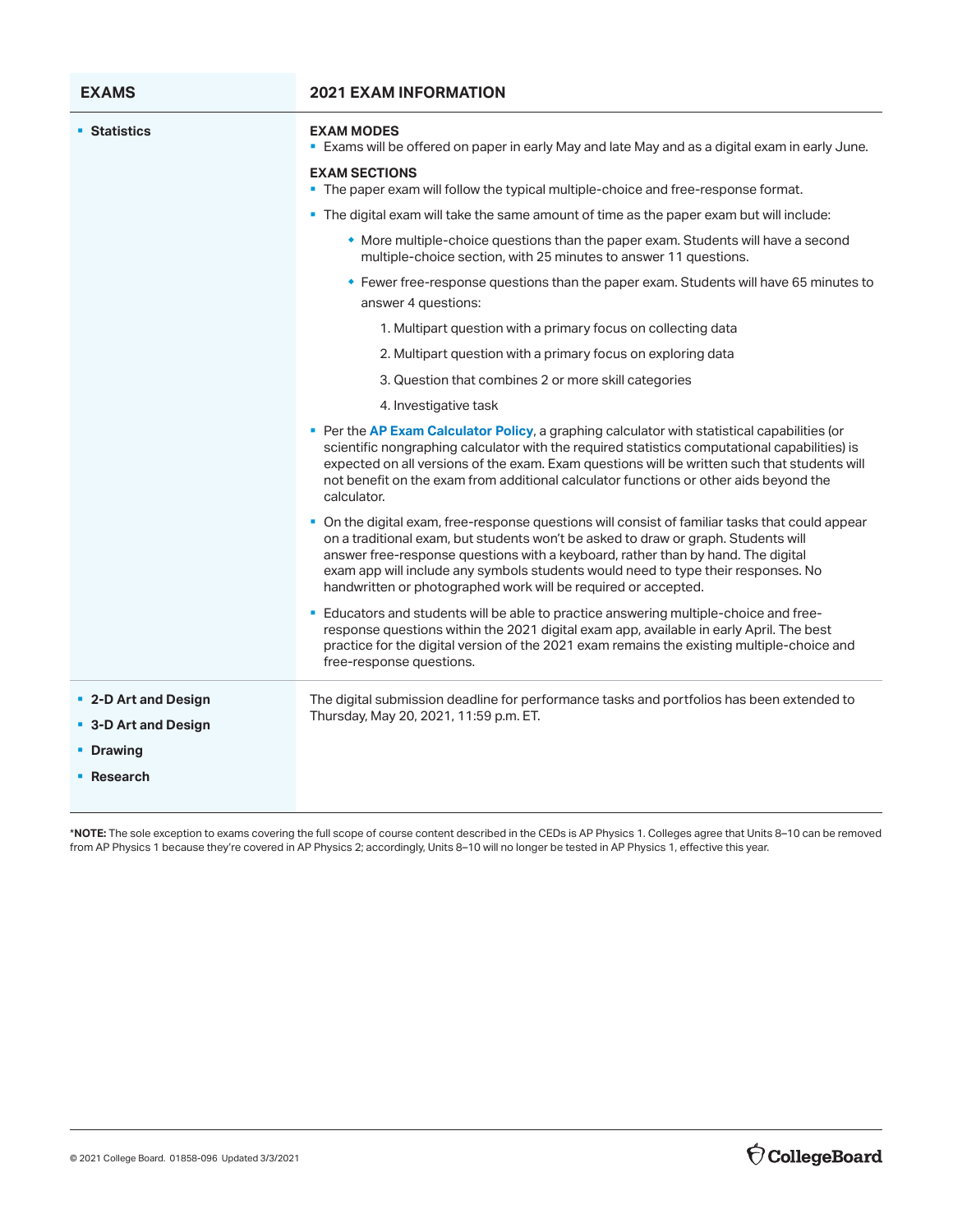| EXAMS | 2021 EXAM INFORMATION |
|---|---|
| Statistics | **EXAM MODES**<br>▪ Exams will be offered on paper in early May and late May and as a digital exam in early June.<br><br>**EXAM SECTIONS**<br>▪ The paper exam will follow the typical multiple-choice and free-response format.<br>▪ The digital exam will take the same amount of time as the paper exam but will include:<br>  ◆ More multiple-choice questions than the paper exam. Students will have a second multiple-choice section, with 25 minutes to answer 11 questions.<br>  ◆ Fewer free-response questions than the paper exam. Students will have 65 minutes to answer 4 questions:<br>    1. Multipart question with a primary focus on collecting data<br>    2. Multipart question with a primary focus on exploring data<br>    3. Question that combines 2 or more skill categories<br>    4. Investigative task<br>▪ Per the **AP Exam Calculator Policy**, a graphing calculator with statistical capabilities (or scientific nongraphing calculator with the required statistics computational capabilities) is expected on all versions of the exam. Exam questions will be written such that students will not benefit on the exam from additional calculator functions or other aids beyond the calculator.<br>▪ On the digital exam, free-response questions will consist of familiar tasks that could appear on a traditional exam, but students won't be asked to draw or graph. Students will answer free-response questions with a keyboard, rather than by hand. The digital exam app will include any symbols students would need to type their responses. No handwritten or photographed work will be required or accepted.<br>▪ Educators and students will be able to practice answering multiple-choice and free-response questions within the 2021 digital exam app, available in early April. The best practice for the digital version of the 2021 exam remains the existing multiple-choice and free-response questions. |
| 2-D Art and Design<br>3-D Art and Design<br>Drawing<br>Research | The digital submission deadline for performance tasks and portfolios has been extended to Thursday, May 20, 2021, 11:59 p.m. ET. |

***NOTE:** The sole exception to exams covering the full scope of course content described in the CEDs is AP Physics 1. Colleges agree that Units 8–10 can be removed from AP Physics 1 because they're covered in AP Physics 2; accordingly, Units 8–10 will no longer be tested in AP Physics 1, effective this year.

© 2021 College Board. 01858-096 Updated 3/3/2021